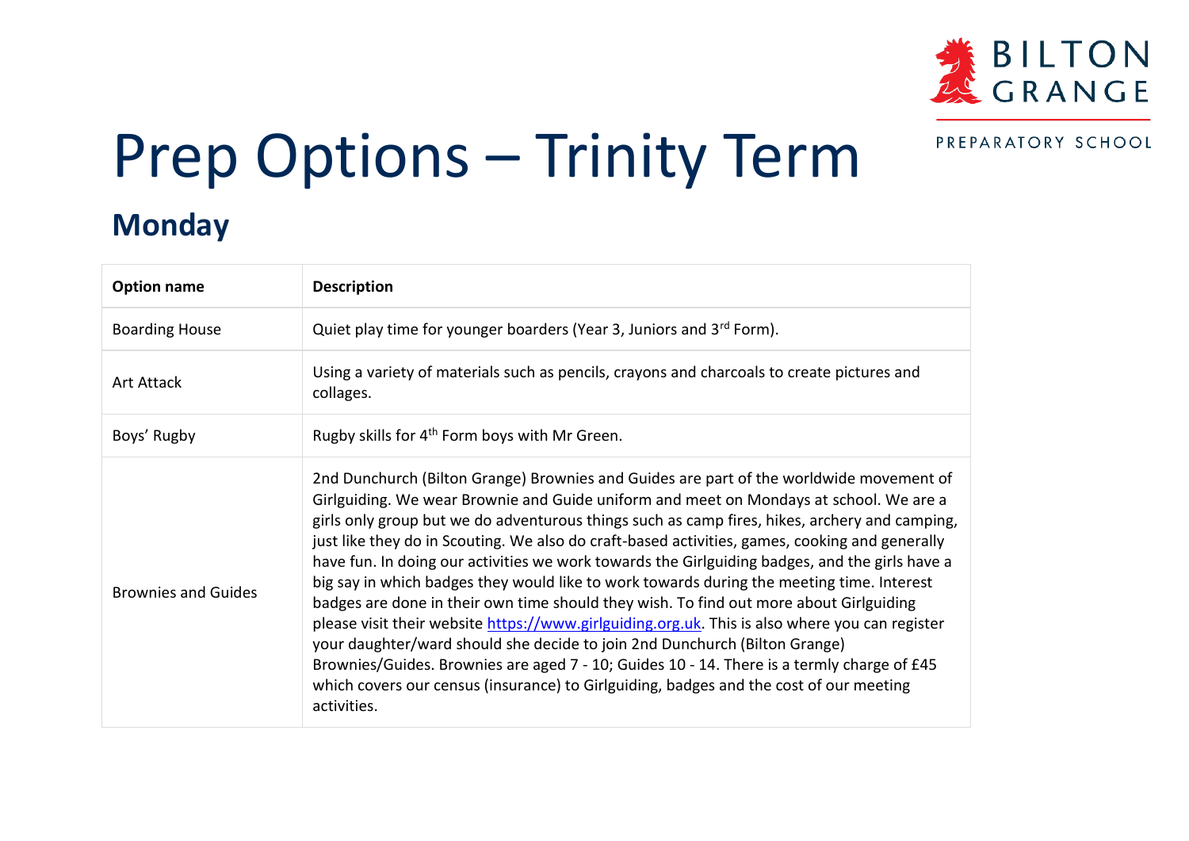BILTON GRANGE

PREPARATORY SCHOOL

# Prep Options – Trinity Term

## Monday

| Option name | Description |
|---|---|
| Boarding House | Quiet play time for younger boarders (Year 3, Juniors and 3rd Form). |
| Art Attack | Using a variety of materials such as pencils, crayons and charcoals to create pictures and collages. |
| Boys' Rugby | Rugby skills for 4th Form boys with Mr Green. |
| Brownies and Guides | 2nd Dunchurch (Bilton Grange) Brownies and Guides are part of the worldwide movement of Girlguiding. We wear Brownie and Guide uniform and meet on Mondays at school. We are a girls only group but we do adventurous things such as camp fires, hikes, archery and camping, just like they do in Scouting. We also do craft-based activities, games, cooking and generally have fun. In doing our activities we work towards the Girlguiding badges, and the girls have a big say in which badges they would like to work towards during the meeting time. Interest badges are done in their own time should they wish. To find out more about Girlguiding please visit their website https://www.girlguiding.org.uk. This is also where you can register your daughter/ward should she decide to join 2nd Dunchurch (Bilton Grange) Brownies/Guides. Brownies are aged 7 - 10; Guides 10 - 14. There is a termly charge of £45 which covers our census (insurance) to Girlguiding, badges and the cost of our meeting activities. |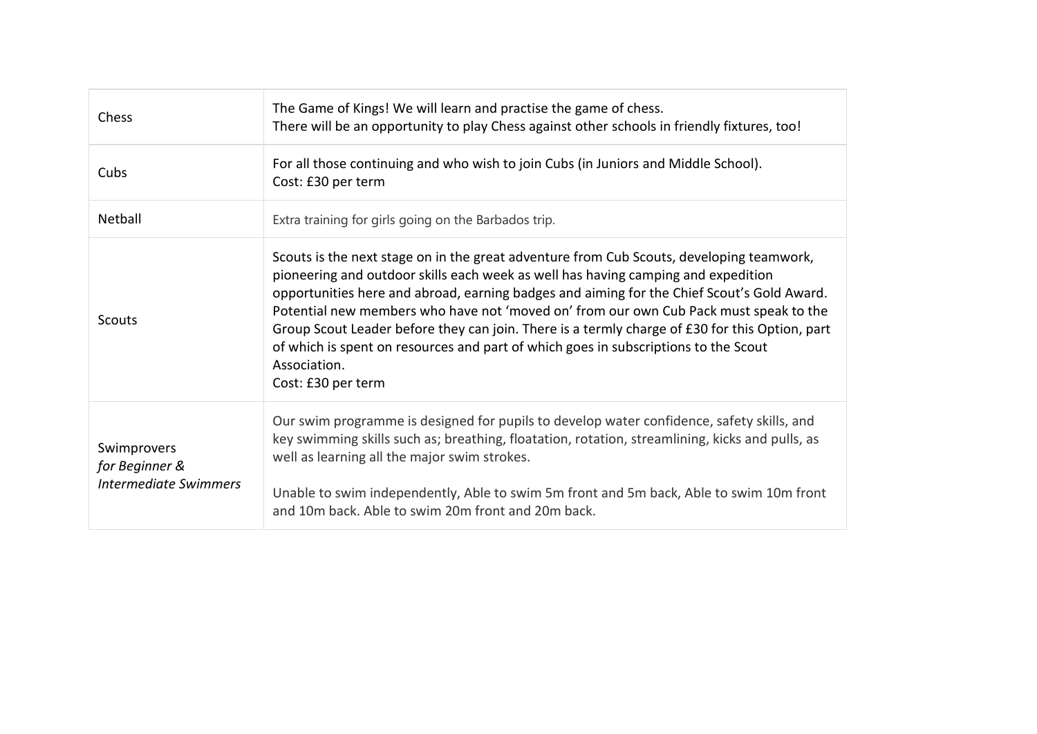| | |
|---|---|
| Chess | The Game of Kings! We will learn and practise the game of chess.<br>There will be an opportunity to play Chess against other schools in friendly fixtures, too! |
| Cubs | For all those continuing and who wish to join Cubs (in Juniors and Middle School).<br>Cost: £30 per term |
| Netball | Extra training for girls going on the Barbados trip. |
| Scouts | Scouts is the next stage on in the great adventure from Cub Scouts, developing teamwork, pioneering and outdoor skills each week as well has having camping and expedition opportunities here and abroad, earning badges and aiming for the Chief Scout's Gold Award. Potential new members who have not 'moved on' from our own Cub Pack must speak to the Group Scout Leader before they can join. There is a termly charge of £30 for this Option, part of which is spent on resources and part of which goes in subscriptions to the Scout Association.<br>Cost: £30 per term |
| Swimprovers<br>*for Beginner & Intermediate Swimmers* | Our swim programme is designed for pupils to develop water confidence, safety skills, and key swimming skills such as; breathing, floatation, rotation, streamlining, kicks and pulls, as well as learning all the major swim strokes.<br><br>Unable to swim independently, Able to swim 5m front and 5m back, Able to swim 10m front and 10m back. Able to swim 20m front and 20m back. |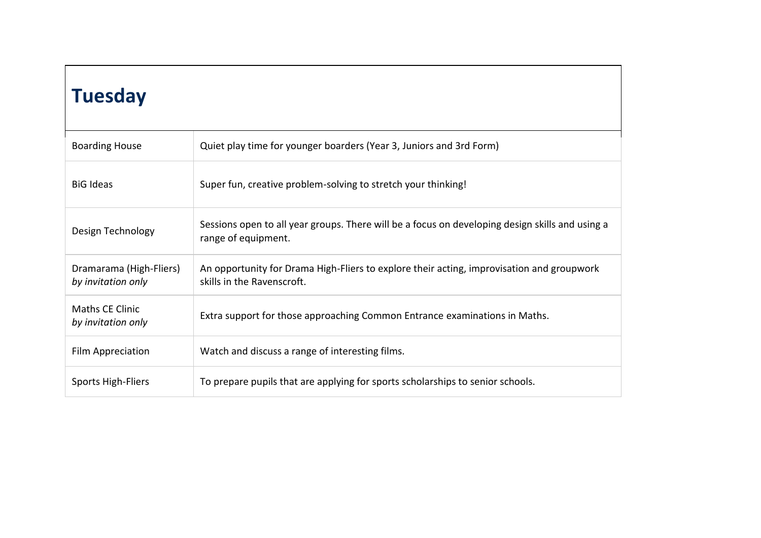# Tuesday

| | |
|---|---|
| Boarding House | Quiet play time for younger boarders (Year 3, Juniors and 3rd Form) |
| BiG Ideas | Super fun, creative problem-solving to stretch your thinking! |
| Design Technology | Sessions open to all year groups. There will be a focus on developing design skills and using a range of equipment. |
| Dramarama (High-Fliers) *by invitation only* | An opportunity for Drama High-Fliers to explore their acting, improvisation and groupwork skills in the Ravenscroft. |
| Maths CE Clinic *by invitation only* | Extra support for those approaching Common Entrance examinations in Maths. |
| Film Appreciation | Watch and discuss a range of interesting films. |
| Sports High-Fliers | To prepare pupils that are applying for sports scholarships to senior schools. |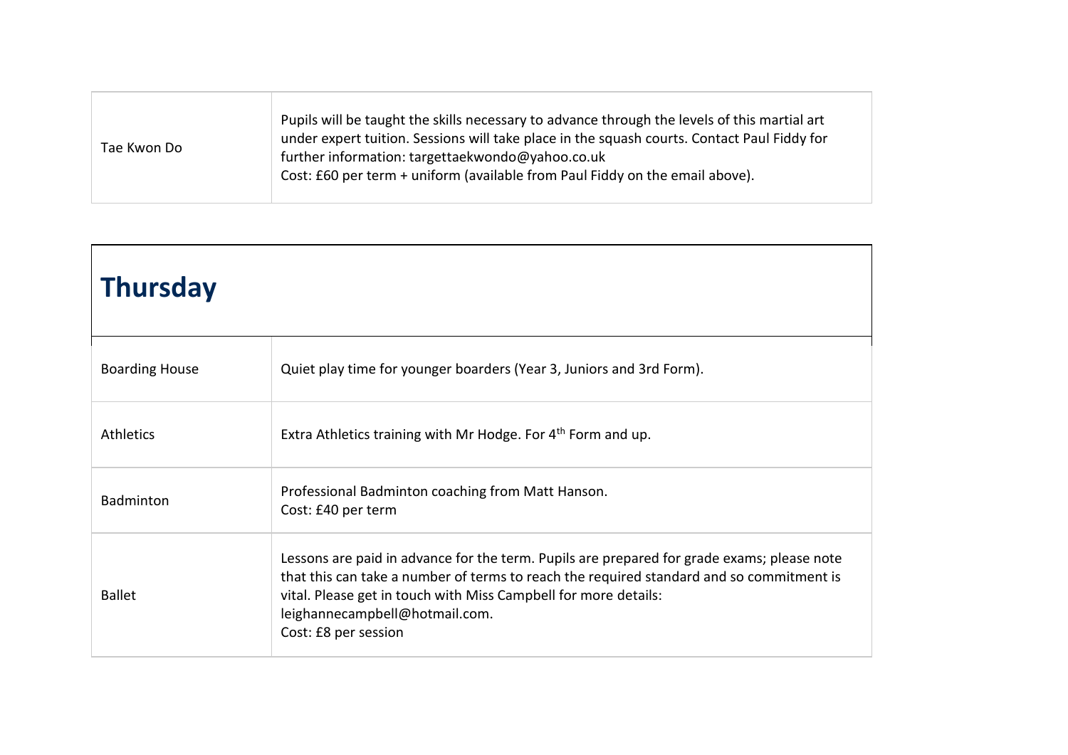| | |
|---|---|
| Tae Kwon Do | Pupils will be taught the skills necessary to advance through the levels of this martial art under expert tuition. Sessions will take place in the squash courts. Contact Paul Fiddy for further information: targettaekwondo@yahoo.co.uk<br>Cost: £60 per term + uniform (available from Paul Fiddy on the email above). |

## Thursday

| | |
|---|---|
| Boarding House | Quiet play time for younger boarders (Year 3, Juniors and 3rd Form). |
| Athletics | Extra Athletics training with Mr Hodge. For 4th Form and up. |
| Badminton | Professional Badminton coaching from Matt Hanson.<br>Cost: £40 per term |
| Ballet | Lessons are paid in advance for the term. Pupils are prepared for grade exams; please note that this can take a number of terms to reach the required standard and so commitment is vital. Please get in touch with Miss Campbell for more details: leighannecampbell@hotmail.com.<br>Cost: £8 per session |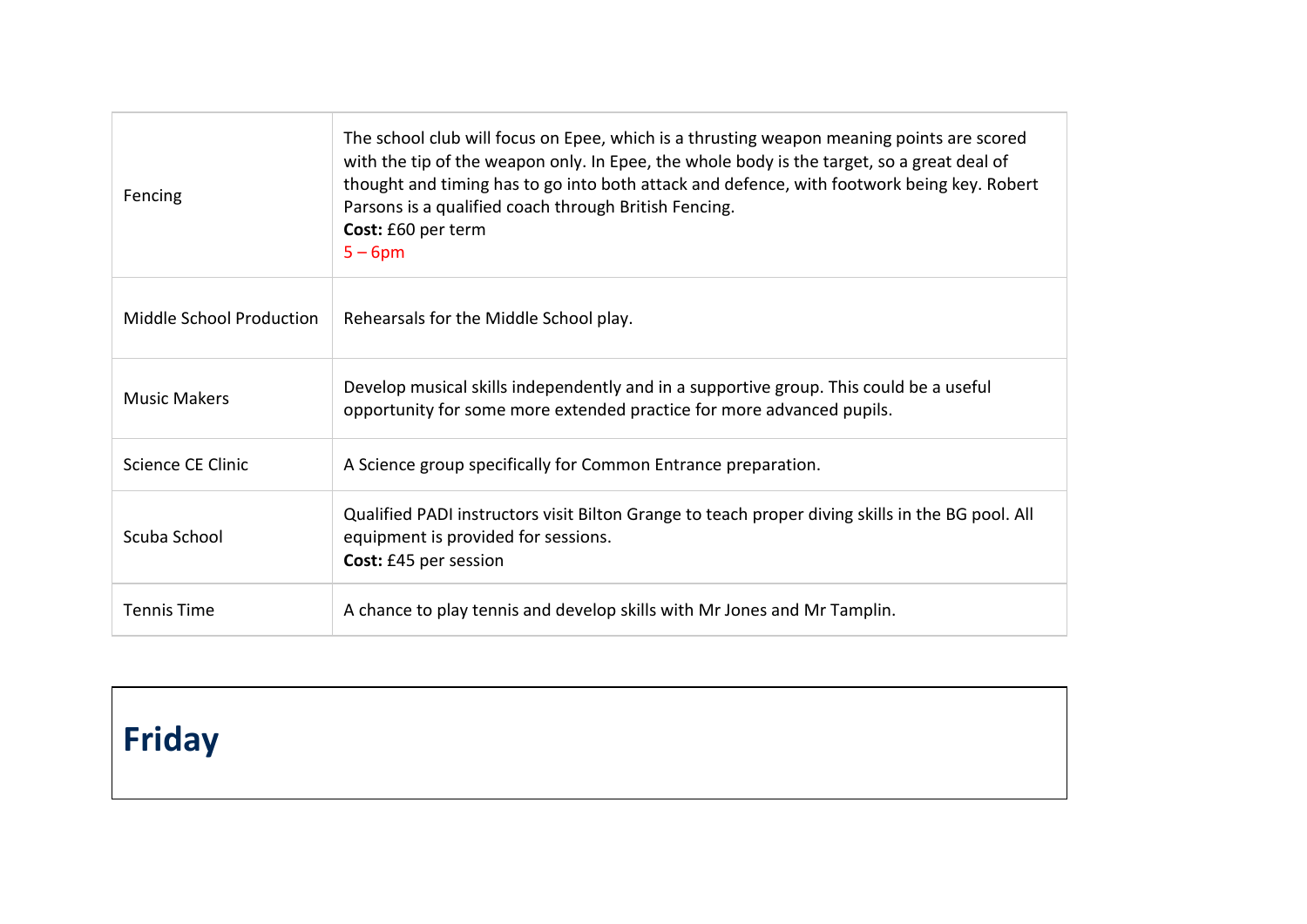| Fencing | The school club will focus on Epee, which is a thrusting weapon meaning points are scored with the tip of the weapon only. In Epee, the whole body is the target, so a great deal of thought and timing has to go into both attack and defence, with footwork being key. Robert Parsons is a qualified coach through British Fencing.<br>**Cost:** £60 per term<br>5 – 6pm |
|---|---|
| Middle School Production | Rehearsals for the Middle School play. |
| Music Makers | Develop musical skills independently and in a supportive group. This could be a useful opportunity for some more extended practice for more advanced pupils. |
| Science CE Clinic | A Science group specifically for Common Entrance preparation. |
| Scuba School | Qualified PADI instructors visit Bilton Grange to teach proper diving skills in the BG pool. All equipment is provided for sessions.<br>**Cost:** £45 per session |
| Tennis Time | A chance to play tennis and develop skills with Mr Jones and Mr Tamplin. |

# Friday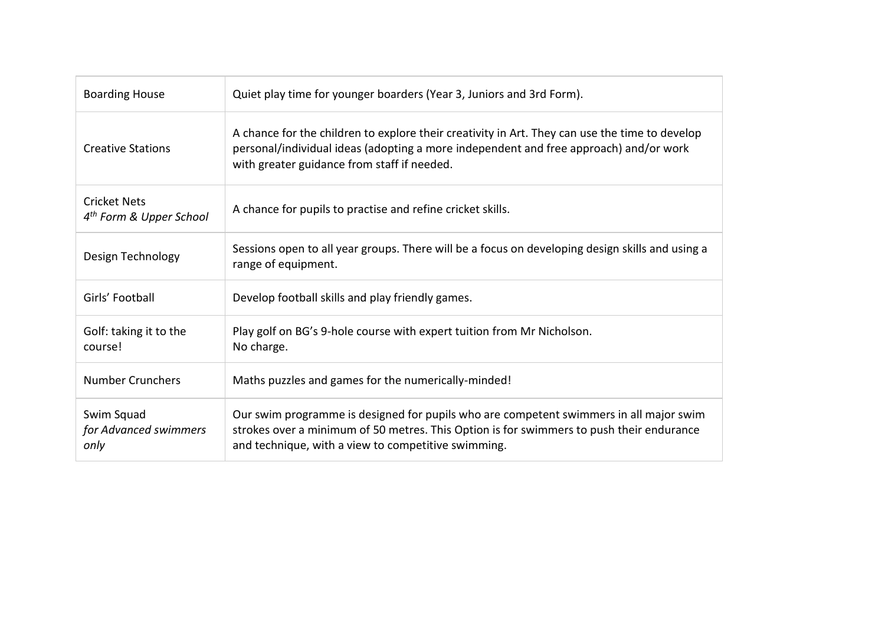| | |
|---|---|
| Boarding House | Quiet play time for younger boarders (Year 3, Juniors and 3rd Form). |
| Creative Stations | A chance for the children to explore their creativity in Art. They can use the time to develop personal/individual ideas (adopting a more independent and free approach) and/or work with greater guidance from staff if needed. |
| Cricket Nets<br>*4th Form & Upper School* | A chance for pupils to practise and refine cricket skills. |
| Design Technology | Sessions open to all year groups. There will be a focus on developing design skills and using a range of equipment. |
| Girls' Football | Develop football skills and play friendly games. |
| Golf: taking it to the course! | Play golf on BG's 9-hole course with expert tuition from Mr Nicholson.<br>No charge. |
| Number Crunchers | Maths puzzles and games for the numerically-minded! |
| Swim Squad<br>*for Advanced swimmers only* | Our swim programme is designed for pupils who are competent swimmers in all major swim strokes over a minimum of 50 metres. This Option is for swimmers to push their endurance and technique, with a view to competitive swimming. |